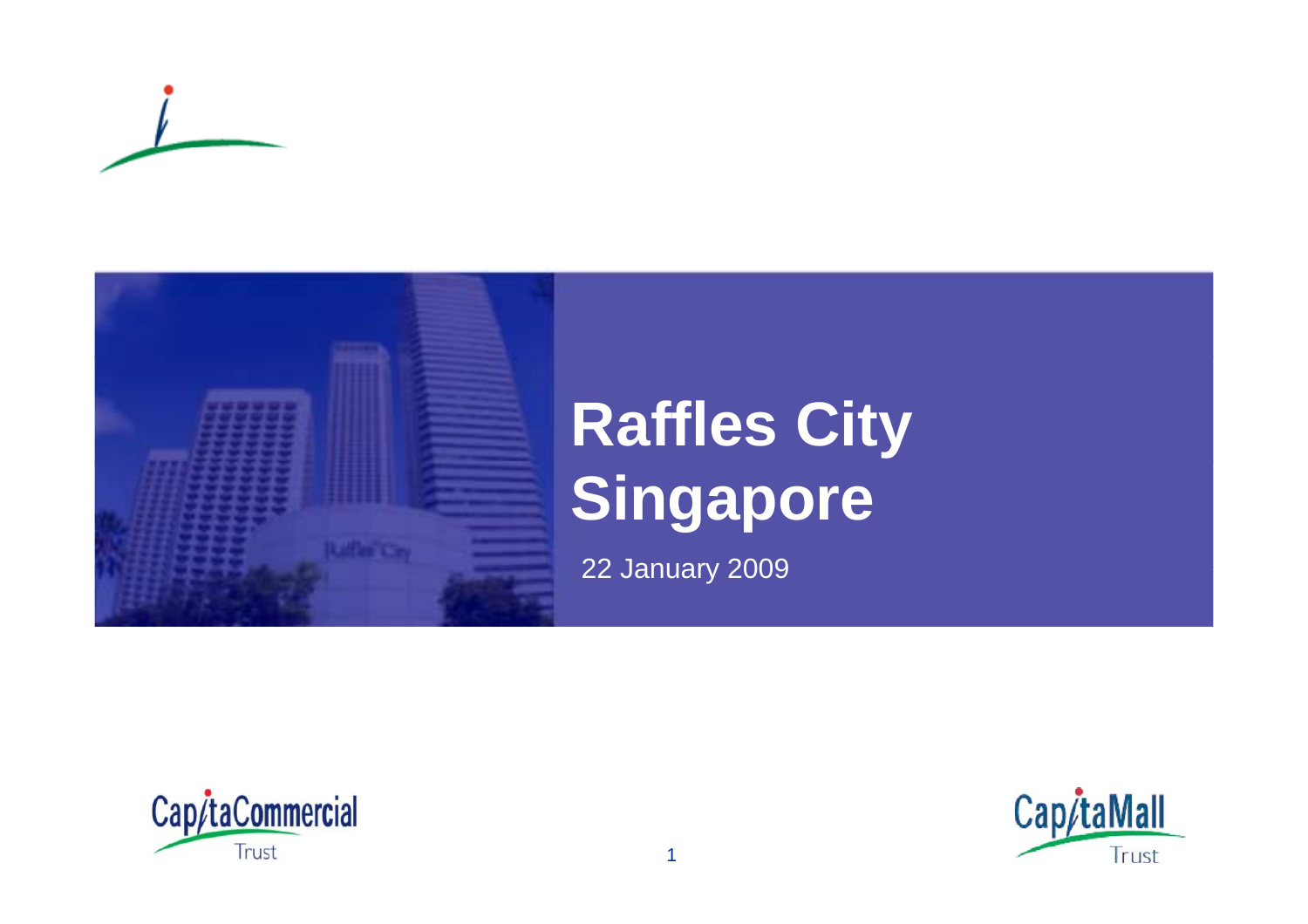# Raffles City Singapore

22 January 2009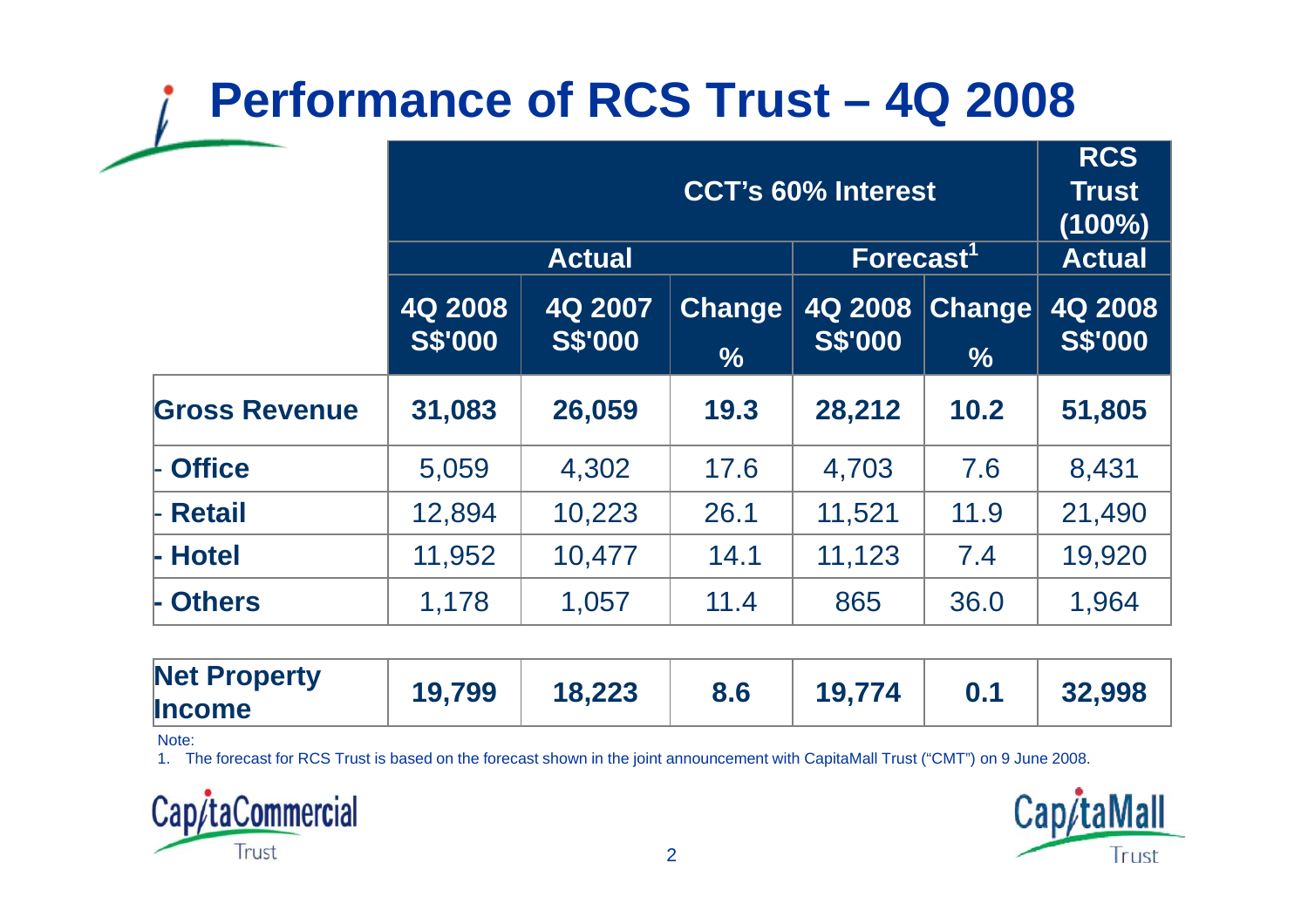# Performance of RCS Trust – 4Q 2008

| | CCT's 60% Interest | | | | | RCS Trust (100%) |
|---|---|---|---|---|---|---|
| | Actual | | | Forecast[1] | | Actual |
| | 4Q 2008 S$'000 | 4Q 2007 S$'000 | Change % | 4Q 2008 S$'000 | Change % | 4Q 2008 S$'000 |
| **Gross Revenue** | **31,083** | **26,059** | **19.3** | **28,212** | **10.2** | **51,805** |
| - **Office** | 5,059 | 4,302 | 17.6 | 4,703 | 7.6 | 8,431 |
| - **Retail** | 12,894 | 10,223 | 26.1 | 11,521 | 11.9 | 21,490 |
| - **Hotel** | 11,952 | 10,477 | 14.1 | 11,123 | 7.4 | 19,920 |
| - **Others** | 1,178 | 1,057 | 11.4 | 865 | 36.0 | 1,964 |
| **Net Property Income** | **19,799** | **18,223** | **8.6** | **19,774** | **0.1** | **32,998** |

Note:

1. The forecast for RCS Trust is based on the forecast shown in the joint announcement with CapitaMall Trust ("CMT") on 9 June 2008.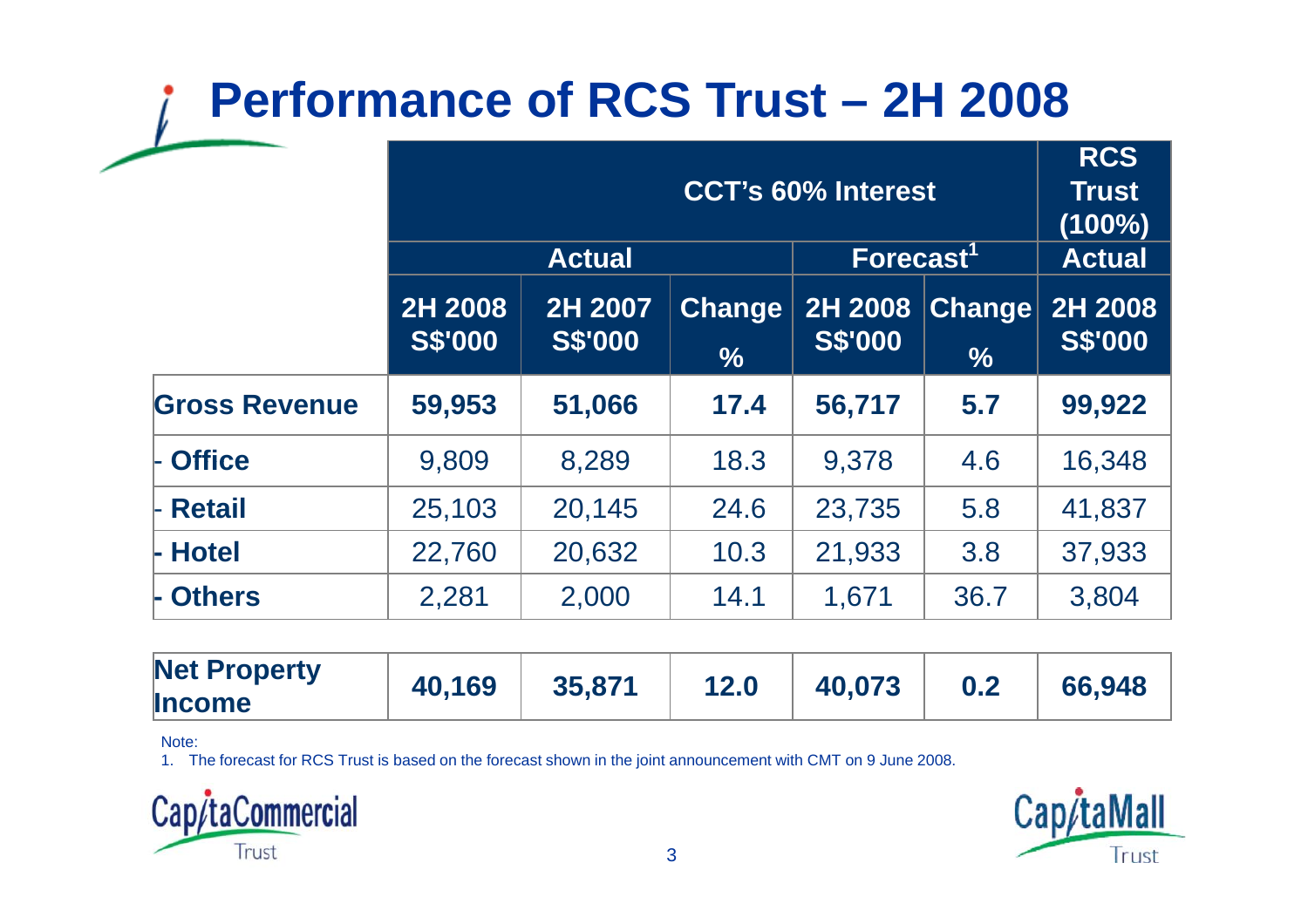# Performance of RCS Trust – 2H 2008

| | CCT's 60% Interest | | | | | RCS Trust (100%) |
|---|---|---|---|---|---|---|
| | Actual | | | Forecast[1] | | Actual |
| | 2H 2008 S$'000 | 2H 2007 S$'000 | Change % | 2H 2008 S$'000 | Change % | 2H 2008 S$'000 |
| **Gross Revenue** | **59,953** | **51,066** | **17.4** | **56,717** | **5.7** | **99,922** |
| - **Office** | 9,809 | 8,289 | 18.3 | 9,378 | 4.6 | 16,348 |
| - **Retail** | 25,103 | 20,145 | 24.6 | 23,735 | 5.8 | 41,837 |
| - **Hotel** | 22,760 | 20,632 | 10.3 | 21,933 | 3.8 | 37,933 |
| - **Others** | 2,281 | 2,000 | 14.1 | 1,671 | 36.7 | 3,804 |
| **Net Property Income** | **40,169** | **35,871** | **12.0** | **40,073** | **0.2** | **66,948** |

Note:

1. The forecast for RCS Trust is based on the forecast shown in the joint announcement with CMT on 9 June 2008.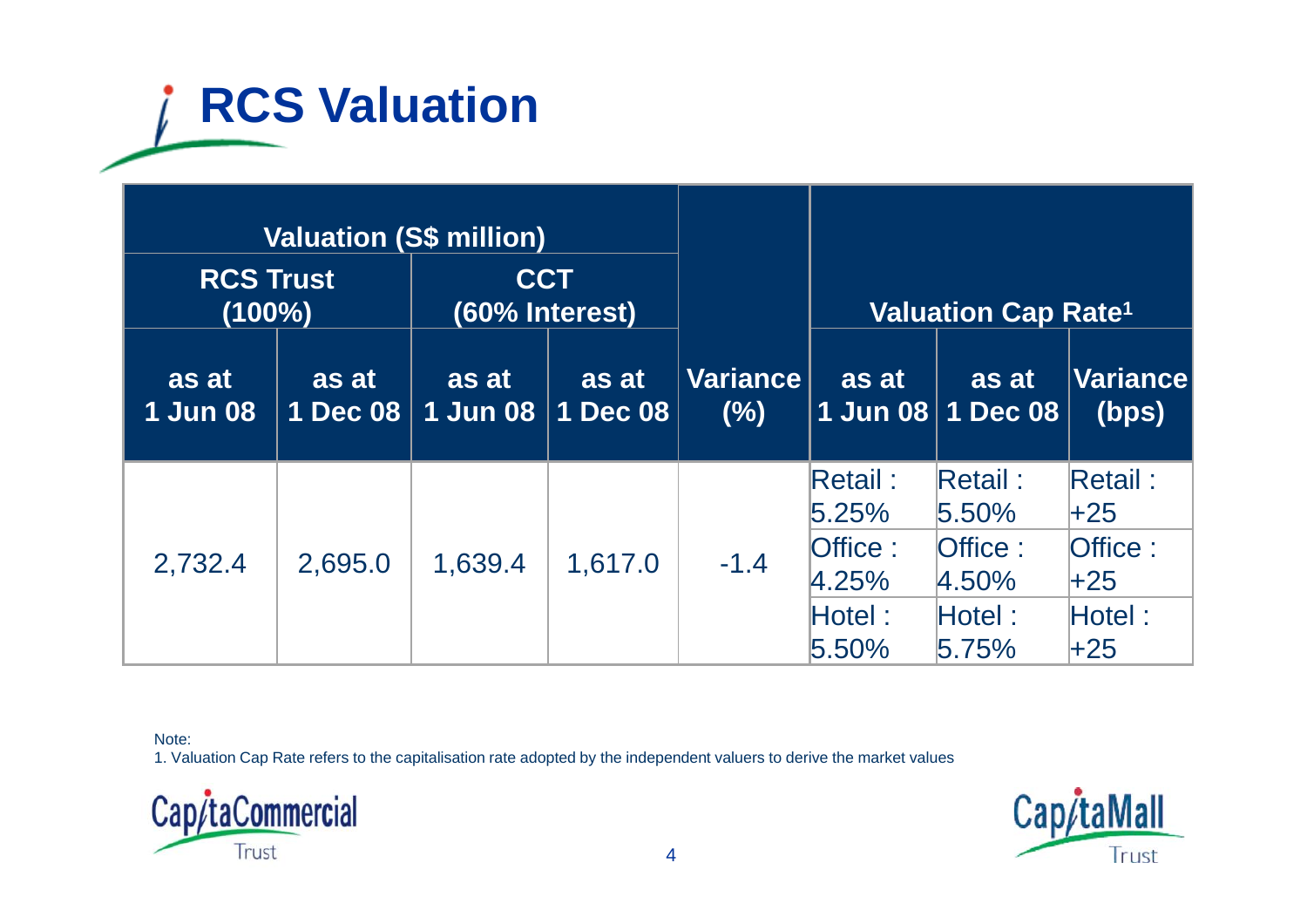# RCS Valuation

| Valuation (S$ million) | | | | | Valuation Cap Rate[1] | | |
|---|---|---|---|---|---|---|---|
| RCS Trust (100%) | | CCT (60% Interest) | | | | | |
| as at 1 Jun 08 | as at 1 Dec 08 | as at 1 Jun 08 | as at 1 Dec 08 | Variance (%) | as at 1 Jun 08 | as at 1 Dec 08 | Variance (bps) |
| 2,732.4 | 2,695.0 | 1,639.4 | 1,617.0 | -1.4 | Retail : 5.25% | Retail : 5.50% | Retail : +25 |
| | | | | | Office : 4.25% | Office : 4.50% | Office : +25 |
| | | | | | Hotel : 5.50% | Hotel : 5.75% | Hotel : +25 |

Note:
1. Valuation Cap Rate refers to the capitalisation rate adopted by the independent valuers to derive the market values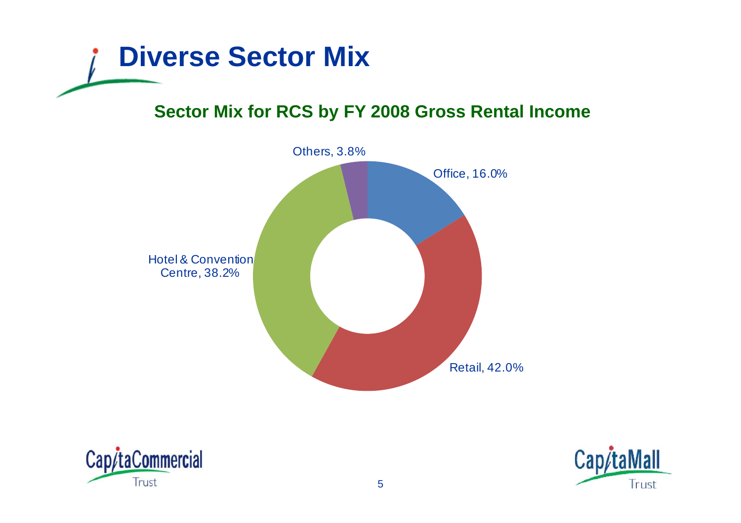# Diverse Sector Mix

## Sector Mix for RCS by FY 2008 Gross Rental Income

Others, 3.8%

Office, 16.0%

Hotel & Convention Centre, 38.2%

Retail, 42.0%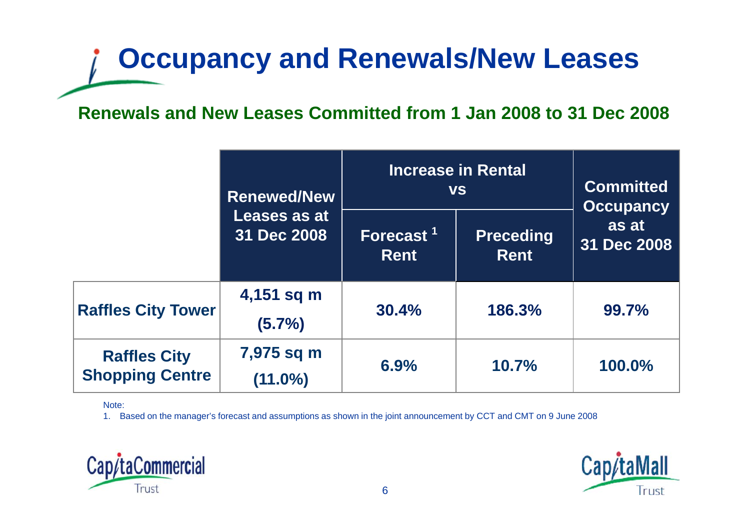# Occupancy and Renewals/New Leases

## Renewals and New Leases Committed from 1 Jan 2008 to 31 Dec 2008

| | Renewed/New Leases as at 31 Dec 2008 | Increase in Rental vs | | Committed Occupancy as at 31 Dec 2008 |
|---|---|---|---|---|
| | | Forecast [1] Rent | Preceding Rent | |
| **Raffles City Tower** | **4,151 sq m (5.7%)** | **30.4%** | **186.3%** | **99.7%** |
| **Raffles City Shopping Centre** | **7,975 sq m (11.0%)** | **6.9%** | **10.7%** | **100.0%** |

Note:

1. Based on the manager's forecast and assumptions as shown in the joint announcement by CCT and CMT on 9 June 2008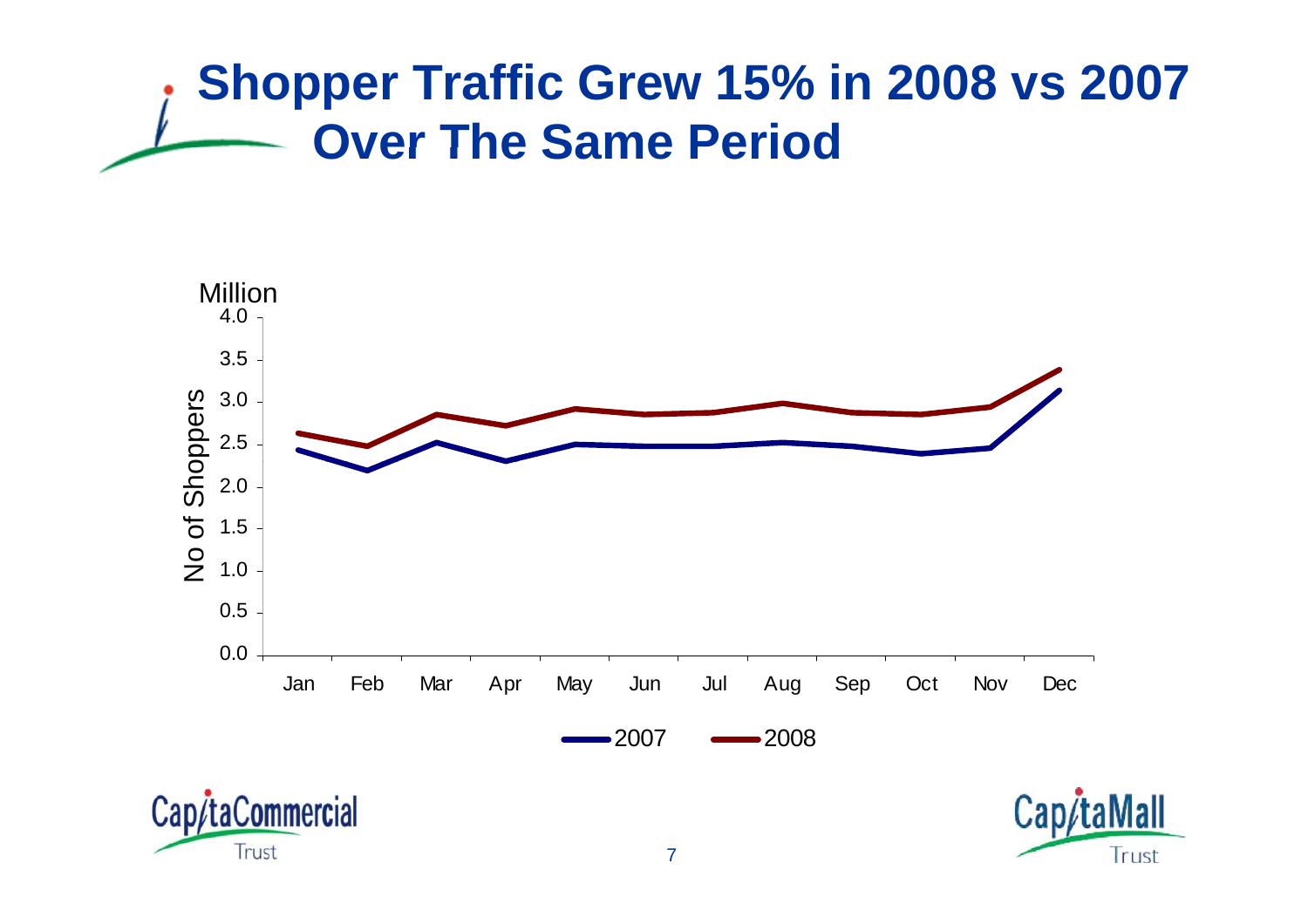# Shopper Traffic Grew 15% in 2008 vs 2007 Over The Same Period

Million

No of Shoppers

4.0
3.5
3.0
2.5
2.0
1.5
1.0
0.5
0.0

Jan Feb Mar Apr May Jun Jul Aug Sep Oct Nov Dec

2007 2008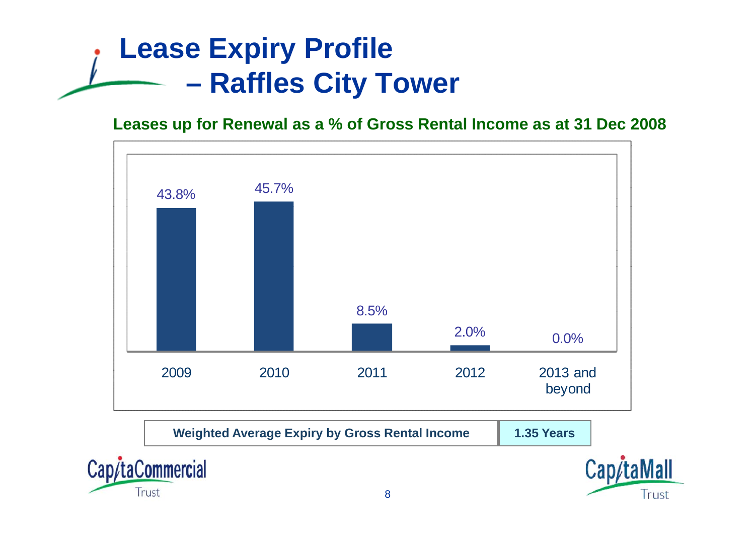# Lease Expiry Profile – Raffles City Tower

**Leases up for Renewal as a % of Gross Rental Income as at 31 Dec 2008**

| Year | % of Gross Rental Income |
|---|---|
| 2009 | 43.8% |
| 2010 | 45.7% |
| 2011 | 8.5% |
| 2012 | 2.0% |
| 2013 and beyond | 0.0% |

| Weighted Average Expiry by Gross Rental Income | 1.35 Years |
|---|---|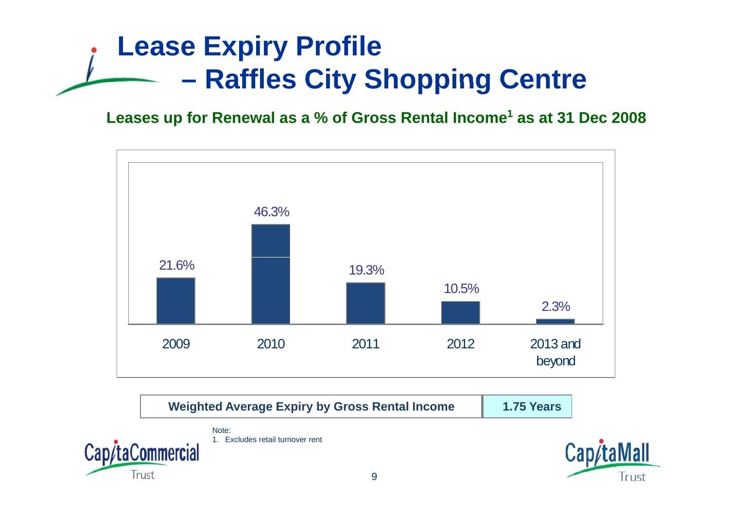# Lease Expiry Profile – Raffles City Shopping Centre

**Leases up for Renewal as a % of Gross Rental Income[1] as at 31 Dec 2008**

| Year | % of Gross Rental Income |
|---|---|
| 2009 | 21.6% |
| 2010 | 46.3% |
| 2011 | 19.3% |
| 2012 | 10.5% |
| 2013 and beyond | 2.3% |

| **Weighted Average Expiry by Gross Rental Income** | **1.75 Years** |
|---|---|

Note:
1. Excludes retail turnover rent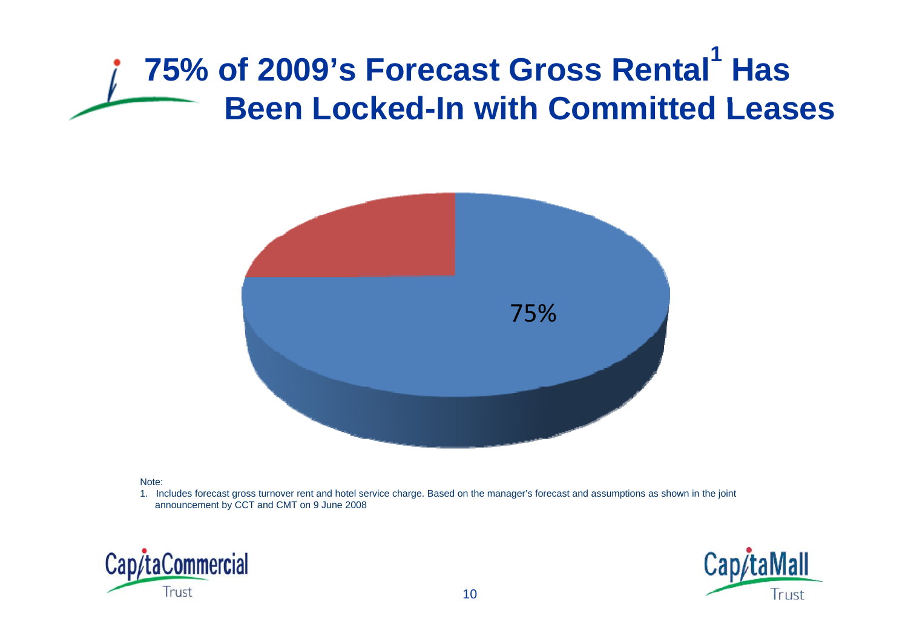# 75% of 2009's Forecast Gross Rental[1] Has Been Locked-In with Committed Leases

75%

Note:

1. Includes forecast gross turnover rent and hotel service charge. Based on the manager's forecast and assumptions as shown in the joint announcement by CCT and CMT on 9 June 2008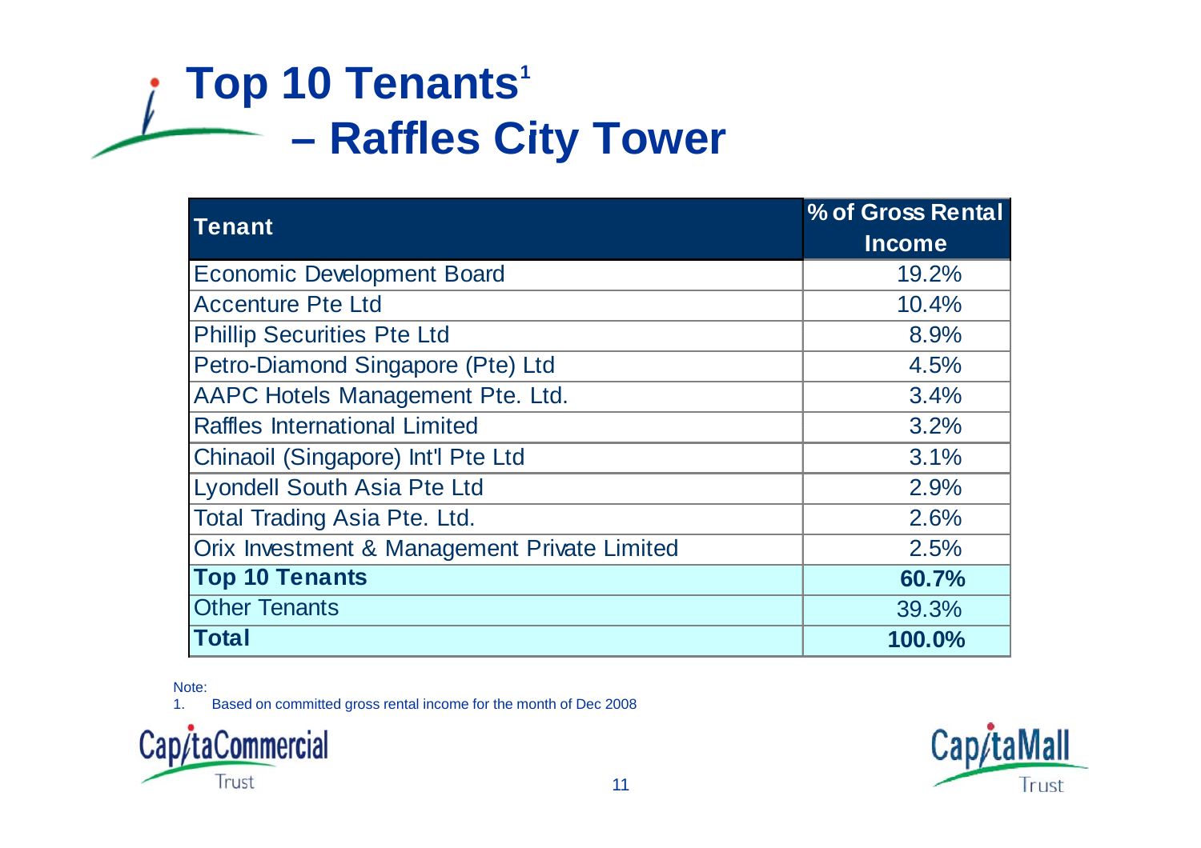# Top 10 Tenants[1] – Raffles City Tower

| Tenant | % of Gross Rental Income |
|---|---|
| Economic Development Board | 19.2% |
| Accenture Pte Ltd | 10.4% |
| Phillip Securities Pte Ltd | 8.9% |
| Petro-Diamond Singapore (Pte) Ltd | 4.5% |
| AAPC Hotels Management Pte. Ltd. | 3.4% |
| Raffles International Limited | 3.2% |
| Chinaoil (Singapore) Int'l Pte Ltd | 3.1% |
| Lyondell South Asia Pte Ltd | 2.9% |
| Total Trading Asia Pte. Ltd. | 2.6% |
| Orix Investment & Management Private Limited | 2.5% |
| **Top 10 Tenants** | **60.7%** |
| Other Tenants | 39.3% |
| **Total** | **100.0%** |

Note:

1. Based on committed gross rental income for the month of Dec 2008

CapitaCommercial Trust

CapitaMall Trust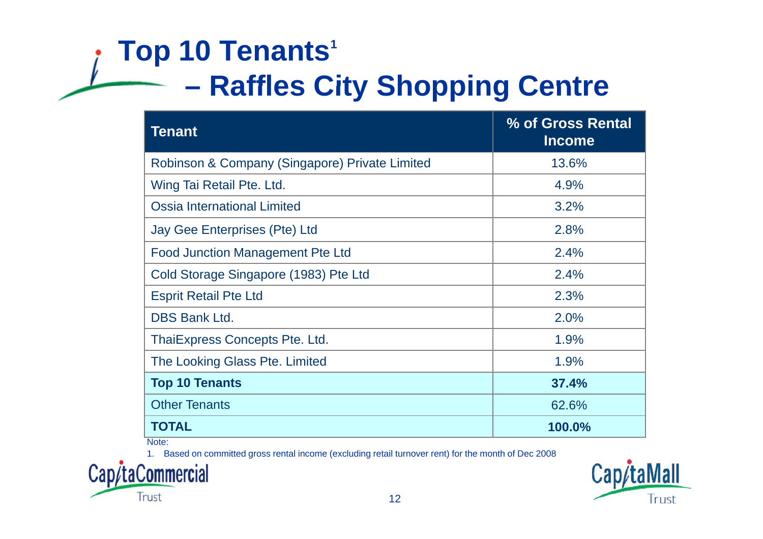# Top 10 Tenants[1] – Raffles City Shopping Centre

| Tenant | % of Gross Rental Income |
|---|---|
| Robinson & Company (Singapore) Private Limited | 13.6% |
| Wing Tai Retail Pte. Ltd. | 4.9% |
| Ossia International Limited | 3.2% |
| Jay Gee Enterprises (Pte) Ltd | 2.8% |
| Food Junction Management Pte Ltd | 2.4% |
| Cold Storage Singapore (1983) Pte Ltd | 2.4% |
| Esprit Retail Pte Ltd | 2.3% |
| DBS Bank Ltd. | 2.0% |
| ThaiExpress Concepts Pte. Ltd. | 1.9% |
| The Looking Glass Pte. Limited | 1.9% |
| **Top 10 Tenants** | **37.4%** |
| Other Tenants | 62.6% |
| **TOTAL** | **100.0%** |

Note:

1. Based on committed gross rental income (excluding retail turnover rent) for the month of Dec 2008

CapitaCommercial Trust

CapitaMall Trust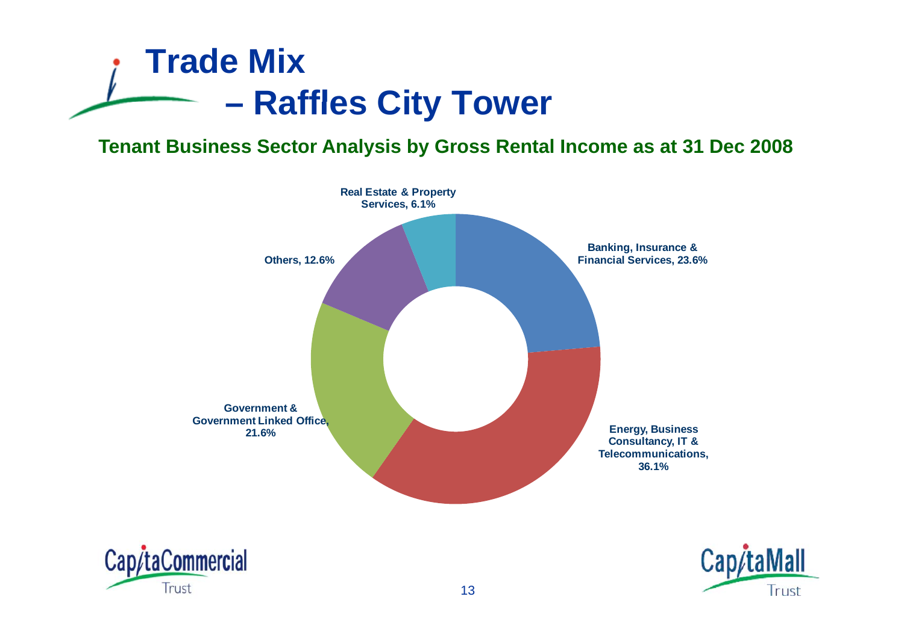# Trade Mix – Raffles City Tower

**Tenant Business Sector Analysis by Gross Rental Income as at 31 Dec 2008**

Real Estate & Property Services, 6.1%

Banking, Insurance & Financial Services, 23.6%

Energy, Business Consultancy, IT & Telecommunications, 36.1%

Government & Government Linked Office, 21.6%

Others, 12.6%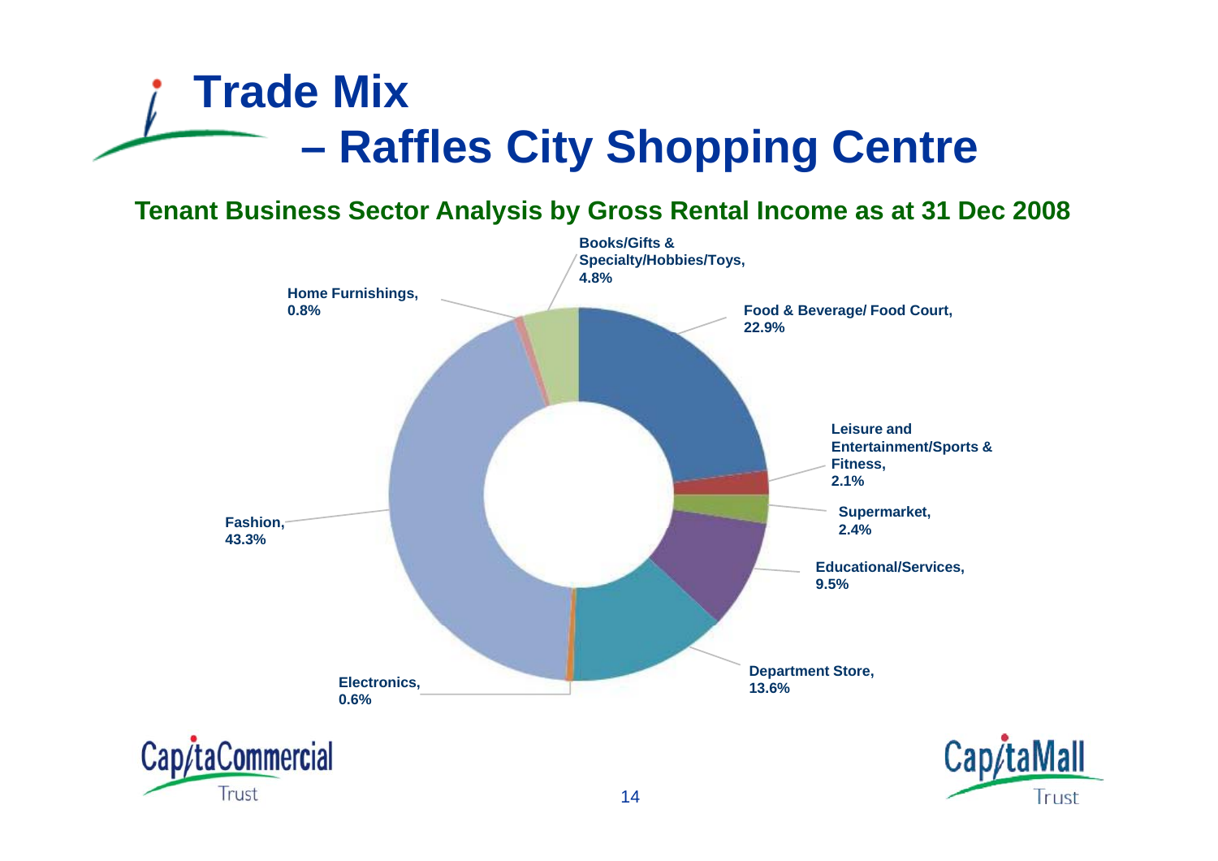# Trade Mix – Raffles City Shopping Centre

## Tenant Business Sector Analysis by Gross Rental Income as at 31 Dec 2008

| Sector | % |
| --- | --- |
| Food & Beverage/ Food Court | 22.9% |
| Leisure and Entertainment/Sports & Fitness | 2.1% |
| Supermarket | 2.4% |
| Educational/Services | 9.5% |
| Department Store | 13.6% |
| Electronics | 0.6% |
| Fashion | 43.3% |
| Home Furnishings | 0.8% |
| Books/Gifts & Specialty/Hobbies/Toys | 4.8% |

CapitaCommercial Trust

CapitaMall Trust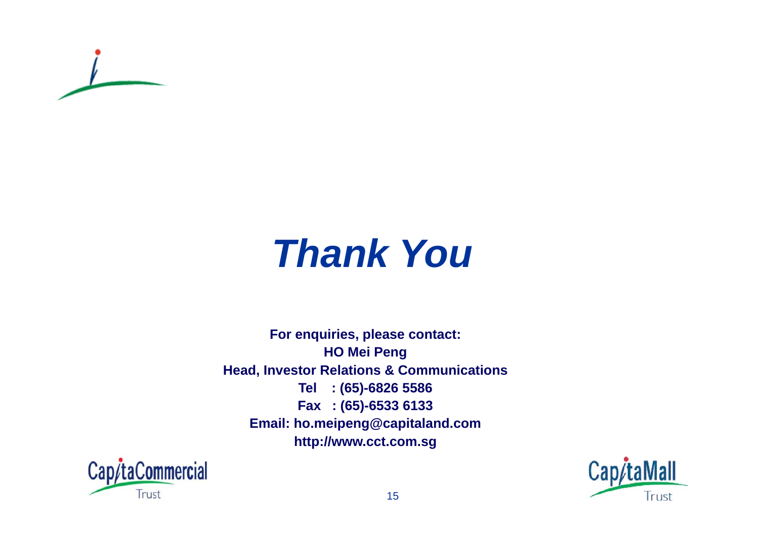# *Thank You*

**For enquiries, please contact:**
**HO Mei Peng**
**Head, Investor Relations & Communications**
**Tel : (65)-6826 5586**
**Fax : (65)-6533 6133**
**Email: ho.meipeng@capitaland.com**
**http://www.cct.com.sg**